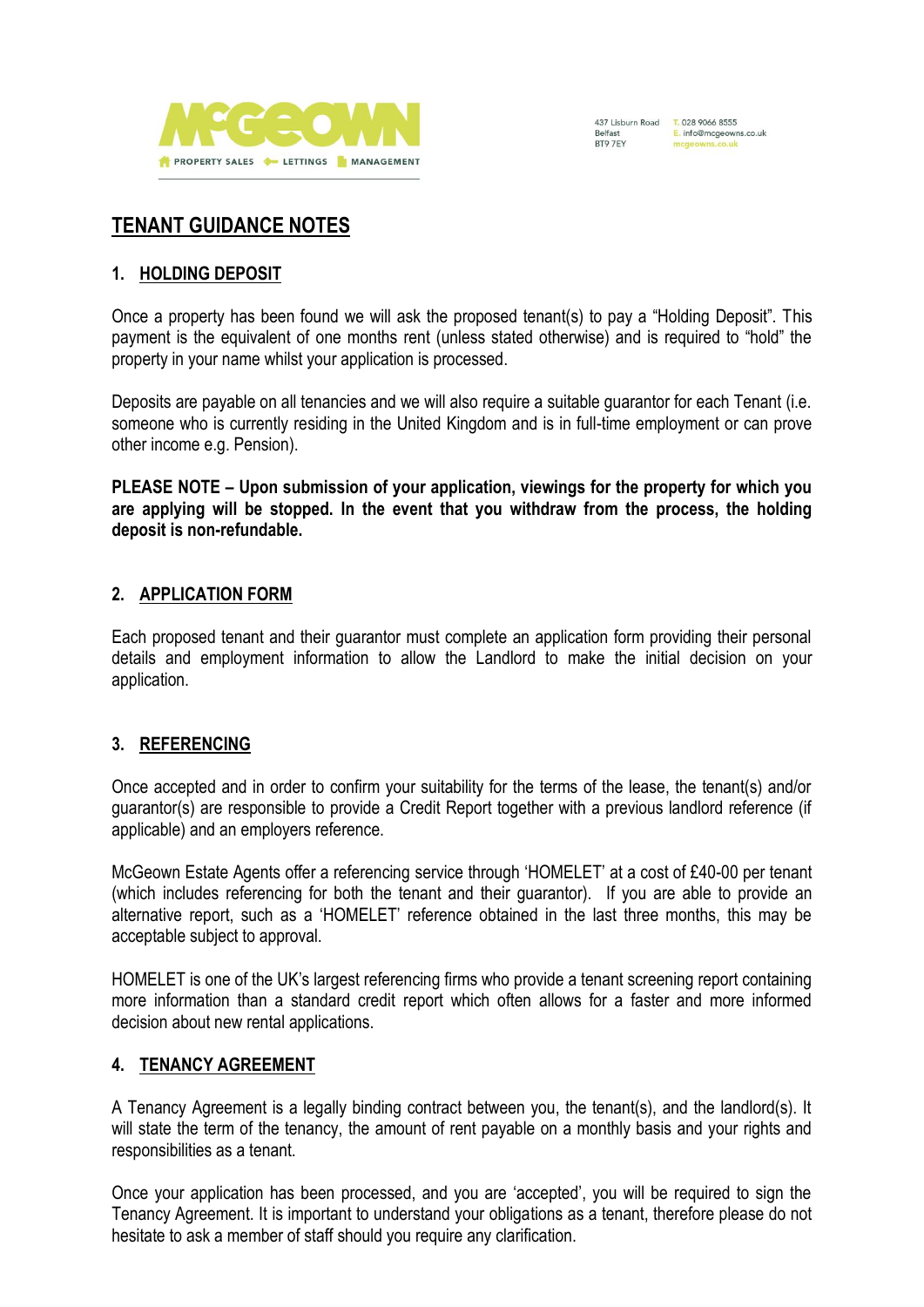McGEOWN PROPERTY SALES LETTINGS MANAGEMENT

437 Lisburn Road
Belfast
BT9 7EY

T. 028 9066 8555
E. info@mcgeowns.co.uk
mcgeowns.co.uk

# TENANT GUIDANCE NOTES

## 1. HOLDING DEPOSIT

Once a property has been found we will ask the proposed tenant(s) to pay a "Holding Deposit". This payment is the equivalent of one months rent (unless stated otherwise) and is required to "hold" the property in your name whilst your application is processed.

Deposits are payable on all tenancies and we will also require a suitable guarantor for each Tenant (i.e. someone who is currently residing in the United Kingdom and is in full-time employment or can prove other income e.g. Pension).

**PLEASE NOTE – Upon submission of your application, viewings for the property for which you are applying will be stopped. In the event that you withdraw from the process, the holding deposit is non-refundable.**

## 2. APPLICATION FORM

Each proposed tenant and their guarantor must complete an application form providing their personal details and employment information to allow the Landlord to make the initial decision on your application.

## 3. REFERENCING

Once accepted and in order to confirm your suitability for the terms of the lease, the tenant(s) and/or guarantor(s) are responsible to provide a Credit Report together with a previous landlord reference (if applicable) and an employers reference.

McGeown Estate Agents offer a referencing service through 'HOMELET' at a cost of £40-00 per tenant (which includes referencing for both the tenant and their guarantor). If you are able to provide an alternative report, such as a 'HOMELET' reference obtained in the last three months, this may be acceptable subject to approval.

HOMELET is one of the UK's largest referencing firms who provide a tenant screening report containing more information than a standard credit report which often allows for a faster and more informed decision about new rental applications.

## 4. TENANCY AGREEMENT

A Tenancy Agreement is a legally binding contract between you, the tenant(s), and the landlord(s). It will state the term of the tenancy, the amount of rent payable on a monthly basis and your rights and responsibilities as a tenant.

Once your application has been processed, and you are 'accepted', you will be required to sign the Tenancy Agreement. It is important to understand your obligations as a tenant, therefore please do not hesitate to ask a member of staff should you require any clarification.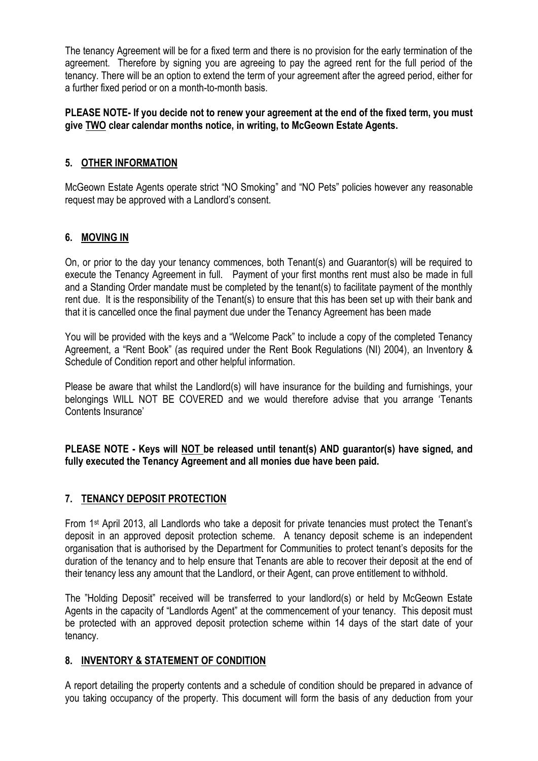The tenancy Agreement will be for a fixed term and there is no provision for the early termination of the agreement. Therefore by signing you are agreeing to pay the agreed rent for the full period of the tenancy. There will be an option to extend the term of your agreement after the agreed period, either for a further fixed period or on a month-to-month basis.

**PLEASE NOTE- If you decide not to renew your agreement at the end of the fixed term, you must give TWO clear calendar months notice, in writing, to McGeown Estate Agents.**

## 5. OTHER INFORMATION

McGeown Estate Agents operate strict "NO Smoking" and "NO Pets" policies however any reasonable request may be approved with a Landlord's consent.

## 6. MOVING IN

On, or prior to the day your tenancy commences, both Tenant(s) and Guarantor(s) will be required to execute the Tenancy Agreement in full. Payment of your first months rent must also be made in full and a Standing Order mandate must be completed by the tenant(s) to facilitate payment of the monthly rent due. It is the responsibility of the Tenant(s) to ensure that this has been set up with their bank and that it is cancelled once the final payment due under the Tenancy Agreement has been made

You will be provided with the keys and a "Welcome Pack" to include a copy of the completed Tenancy Agreement, a "Rent Book" (as required under the Rent Book Regulations (NI) 2004), an Inventory & Schedule of Condition report and other helpful information.

Please be aware that whilst the Landlord(s) will have insurance for the building and furnishings, your belongings WILL NOT BE COVERED and we would therefore advise that you arrange 'Tenants Contents Insurance'

**PLEASE NOTE - Keys will NOT be released until tenant(s) AND guarantor(s) have signed, and fully executed the Tenancy Agreement and all monies due have been paid.**

## 7. TENANCY DEPOSIT PROTECTION

From 1st April 2013, all Landlords who take a deposit for private tenancies must protect the Tenant's deposit in an approved deposit protection scheme. A tenancy deposit scheme is an independent organisation that is authorised by the Department for Communities to protect tenant's deposits for the duration of the tenancy and to help ensure that Tenants are able to recover their deposit at the end of their tenancy less any amount that the Landlord, or their Agent, can prove entitlement to withhold.

The "Holding Deposit" received will be transferred to your landlord(s) or held by McGeown Estate Agents in the capacity of "Landlords Agent" at the commencement of your tenancy. This deposit must be protected with an approved deposit protection scheme within 14 days of the start date of your tenancy.

## 8. INVENTORY & STATEMENT OF CONDITION

A report detailing the property contents and a schedule of condition should be prepared in advance of you taking occupancy of the property. This document will form the basis of any deduction from your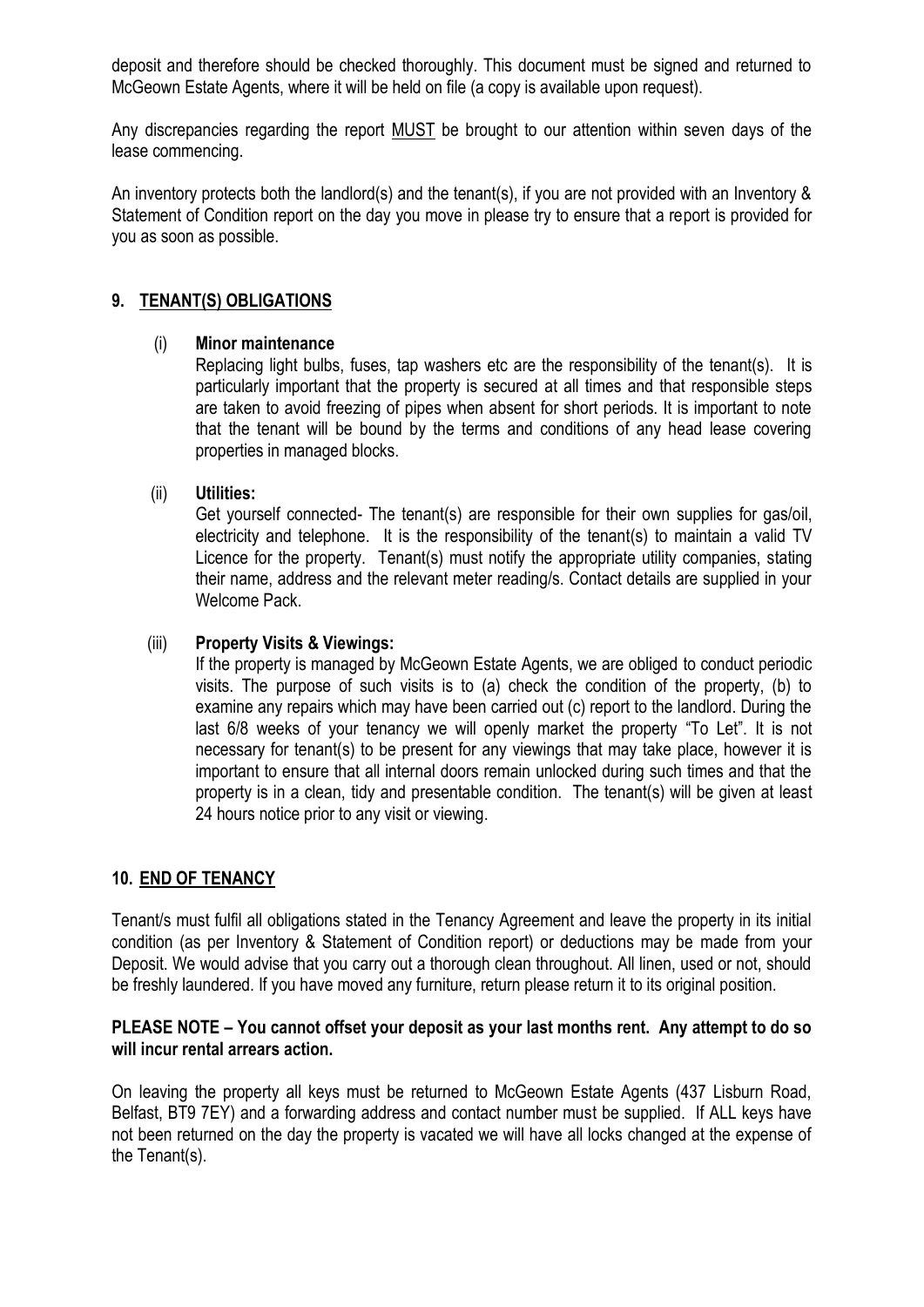deposit and therefore should be checked thoroughly. This document must be signed and returned to McGeown Estate Agents, where it will be held on file (a copy is available upon request).

Any discrepancies regarding the report MUST be brought to our attention within seven days of the lease commencing.

An inventory protects both the landlord(s) and the tenant(s), if you are not provided with an Inventory & Statement of Condition report on the day you move in please try to ensure that a report is provided for you as soon as possible.

## 9. TENANT(S) OBLIGATIONS

(i) **Minor maintenance**

Replacing light bulbs, fuses, tap washers etc are the responsibility of the tenant(s). It is particularly important that the property is secured at all times and that responsible steps are taken to avoid freezing of pipes when absent for short periods. It is important to note that the tenant will be bound by the terms and conditions of any head lease covering properties in managed blocks.

(ii) **Utilities:**

Get yourself connected- The tenant(s) are responsible for their own supplies for gas/oil, electricity and telephone. It is the responsibility of the tenant(s) to maintain a valid TV Licence for the property. Tenant(s) must notify the appropriate utility companies, stating their name, address and the relevant meter reading/s. Contact details are supplied in your Welcome Pack.

(iii) **Property Visits & Viewings:**

If the property is managed by McGeown Estate Agents, we are obliged to conduct periodic visits. The purpose of such visits is to (a) check the condition of the property, (b) to examine any repairs which may have been carried out (c) report to the landlord. During the last 6/8 weeks of your tenancy we will openly market the property "To Let". It is not necessary for tenant(s) to be present for any viewings that may take place, however it is important to ensure that all internal doors remain unlocked during such times and that the property is in a clean, tidy and presentable condition. The tenant(s) will be given at least 24 hours notice prior to any visit or viewing.

## 10. END OF TENANCY

Tenant/s must fulfil all obligations stated in the Tenancy Agreement and leave the property in its initial condition (as per Inventory & Statement of Condition report) or deductions may be made from your Deposit. We would advise that you carry out a thorough clean throughout. All linen, used or not, should be freshly laundered. If you have moved any furniture, return please return it to its original position.

**PLEASE NOTE – You cannot offset your deposit as your last months rent. Any attempt to do so will incur rental arrears action.**

On leaving the property all keys must be returned to McGeown Estate Agents (437 Lisburn Road, Belfast, BT9 7EY) and a forwarding address and contact number must be supplied. If ALL keys have not been returned on the day the property is vacated we will have all locks changed at the expense of the Tenant(s).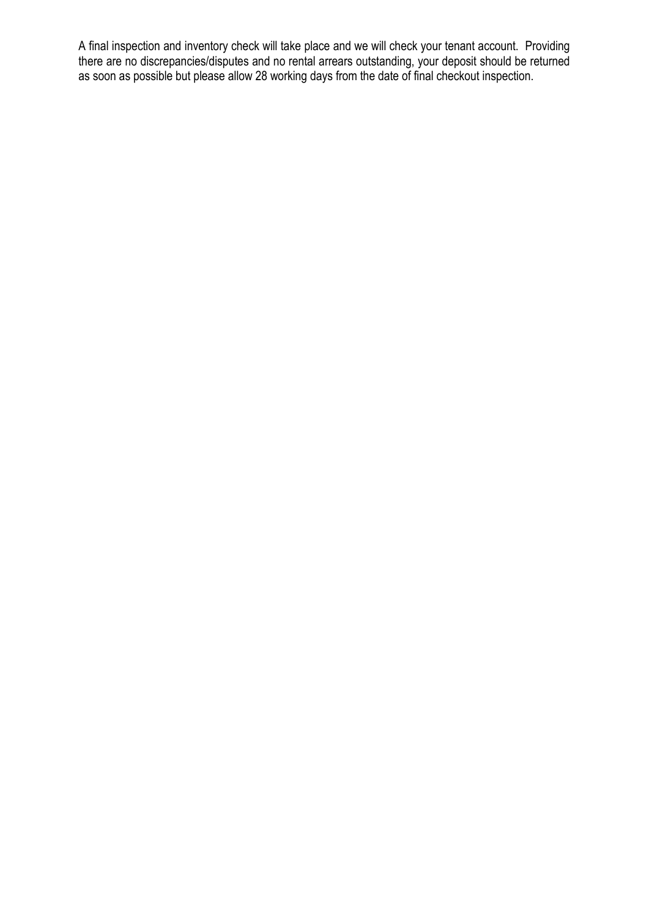A final inspection and inventory check will take place and we will check your tenant account. Providing there are no discrepancies/disputes and no rental arrears outstanding, your deposit should be returned as soon as possible but please allow 28 working days from the date of final checkout inspection.